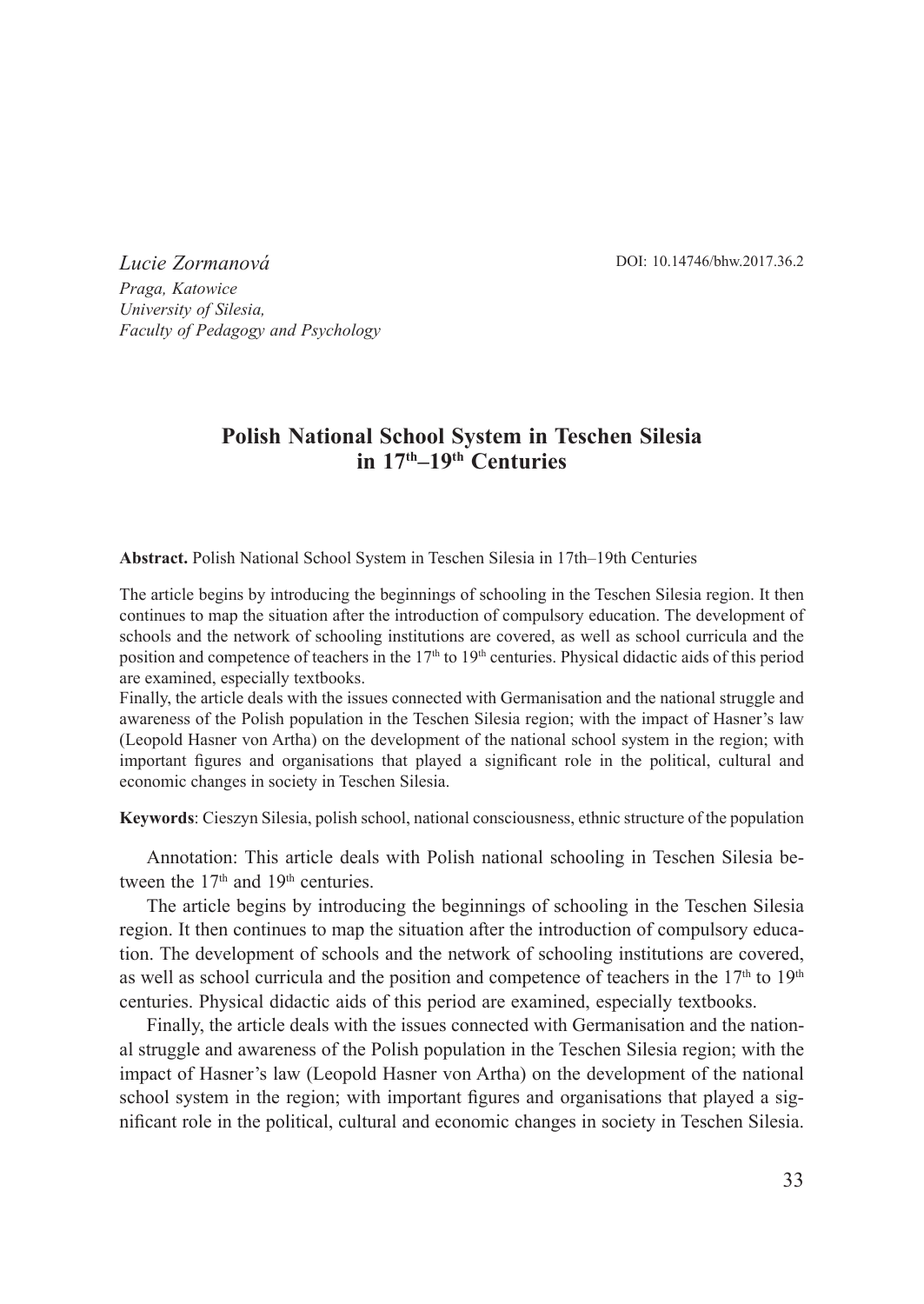*Lucie Zormanová*
*Praga, Katowice*
*University of Silesia,*
*Faculty of Pedagogy and Psychology*

DOI: 10.14746/bhw.2017.36.2

# Polish National School System in Teschen Silesia in $17^{th}$–$19^{th}$ Centuries

**Abstract.** Polish National School System in Teschen Silesia in 17th–19th Centuries

The article begins by introducing the beginnings of schooling in the Teschen Silesia region. It then continues to map the situation after the introduction of compulsory education. The development of schools and the network of schooling institutions are covered, as well as school curricula and the position and competence of teachers in the $17^{th}$ to $19^{th}$ centuries. Physical didactic aids of this period are examined, especially textbooks.

Finally, the article deals with the issues connected with Germanisation and the national struggle and awareness of the Polish population in the Teschen Silesia region; with the impact of Hasner's law (Leopold Hasner von Artha) on the development of the national school system in the region; with important figures and organisations that played a significant role in the political, cultural and economic changes in society in Teschen Silesia.

**Keywords**: Cieszyn Silesia, polish school, national consciousness, ethnic structure of the population

Annotation: This article deals with Polish national schooling in Teschen Silesia between the $17^{th}$ and $19^{th}$ centuries.

The article begins by introducing the beginnings of schooling in the Teschen Silesia region. It then continues to map the situation after the introduction of compulsory education. The development of schools and the network of schooling institutions are covered, as well as school curricula and the position and competence of teachers in the $17^{th}$ to $19^{th}$ centuries. Physical didactic aids of this period are examined, especially textbooks.

Finally, the article deals with the issues connected with Germanisation and the national struggle and awareness of the Polish population in the Teschen Silesia region; with the impact of Hasner's law (Leopold Hasner von Artha) on the development of the national school system in the region; with important figures and organisations that played a significant role in the political, cultural and economic changes in society in Teschen Silesia.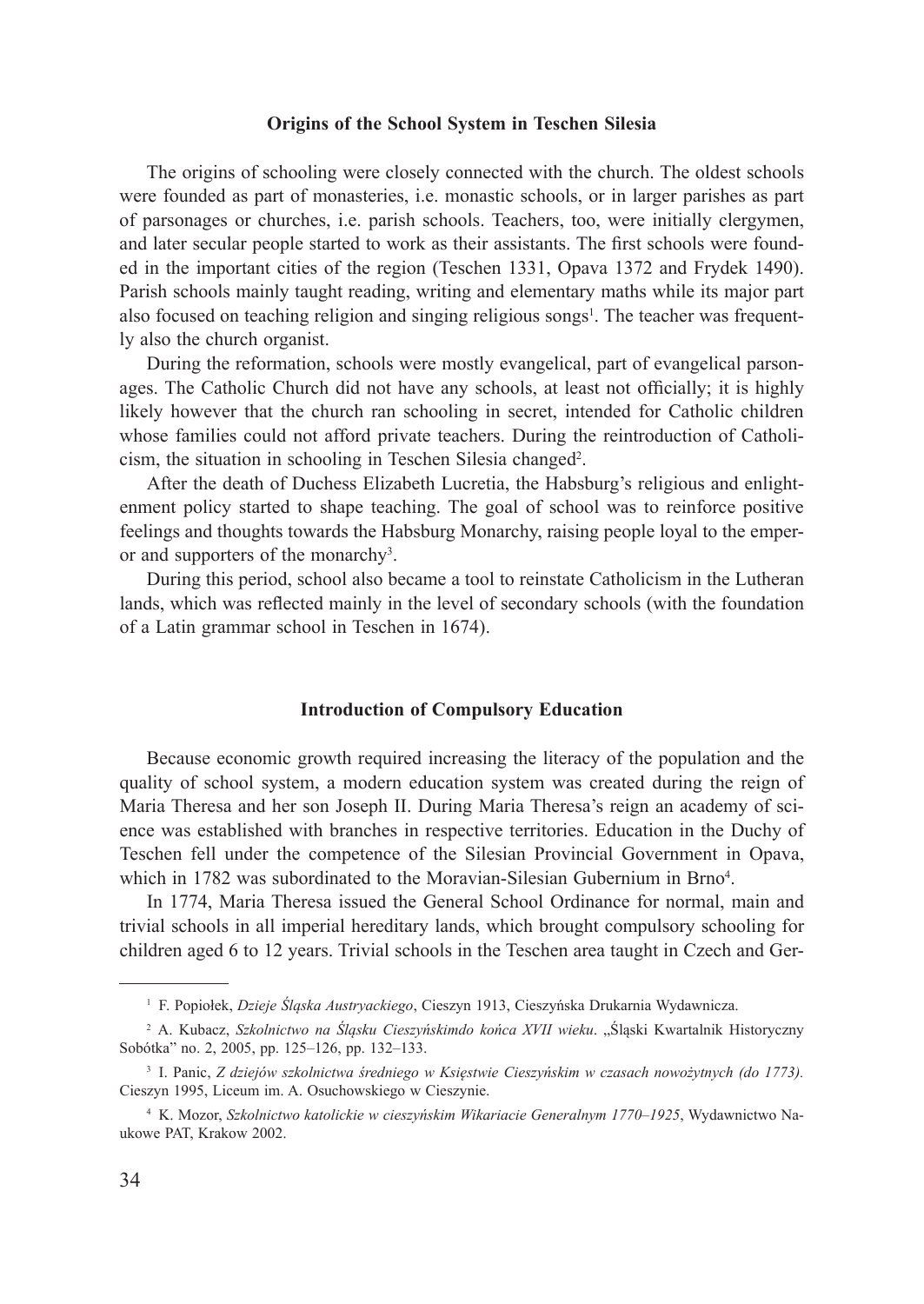## Origins of the School System in Teschen Silesia

The origins of schooling were closely connected with the church. The oldest schools were founded as part of monasteries, i.e. monastic schools, or in larger parishes as part of parsonages or churches, i.e. parish schools. Teachers, too, were initially clergymen, and later secular people started to work as their assistants. The first schools were founded in the important cities of the region (Teschen 1331, Opava 1372 and Frydek 1490). Parish schools mainly taught reading, writing and elementary maths while its major part also focused on teaching religion and singing religious songs[1]. The teacher was frequently also the church organist.

During the reformation, schools were mostly evangelical, part of evangelical parsonages. The Catholic Church did not have any schools, at least not officially; it is highly likely however that the church ran schooling in secret, intended for Catholic children whose families could not afford private teachers. During the reintroduction of Catholicism, the situation in schooling in Teschen Silesia changed[2].

After the death of Duchess Elizabeth Lucretia, the Habsburg's religious and enlightenment policy started to shape teaching. The goal of school was to reinforce positive feelings and thoughts towards the Habsburg Monarchy, raising people loyal to the emperor and supporters of the monarchy[3].

During this period, school also became a tool to reinstate Catholicism in the Lutheran lands, which was reflected mainly in the level of secondary schools (with the foundation of a Latin grammar school in Teschen in 1674).

## Introduction of Compulsory Education

Because economic growth required increasing the literacy of the population and the quality of school system, a modern education system was created during the reign of Maria Theresa and her son Joseph II. During Maria Theresa's reign an academy of science was established with branches in respective territories. Education in the Duchy of Teschen fell under the competence of the Silesian Provincial Government in Opava, which in 1782 was subordinated to the Moravian-Silesian Gubernium in Brno[4].

In 1774, Maria Theresa issued the General School Ordinance for normal, main and trivial schools in all imperial hereditary lands, which brought compulsory schooling for children aged 6 to 12 years. Trivial schools in the Teschen area taught in Czech and Ger-

---

[1] F. Popiołek, *Dzieje Śląska Austryackiego*, Cieszyn 1913, Cieszyńska Drukarnia Wydawnicza.

[2] A. Kubacz, *Szkolnictwo na Śląsku Cieszyńskimdo końca XVII wieku*. „Śląski Kwartalnik Historyczny Sobótka" no. 2, 2005, pp. 125–126, pp. 132–133.

[3] I. Panic, *Z dziejów szkolnictwa średniego w Księstwie Cieszyńskim w czasach nowożytnych (do 1773).* Cieszyn 1995, Liceum im. A. Osuchowskiego w Cieszynie.

[4] K. Mozor, *Szkolnictwo katolickie w cieszyńskim Wikariacie Generalnym 1770–1925*, Wydawnictwo Naukowe PAT, Krakow 2002.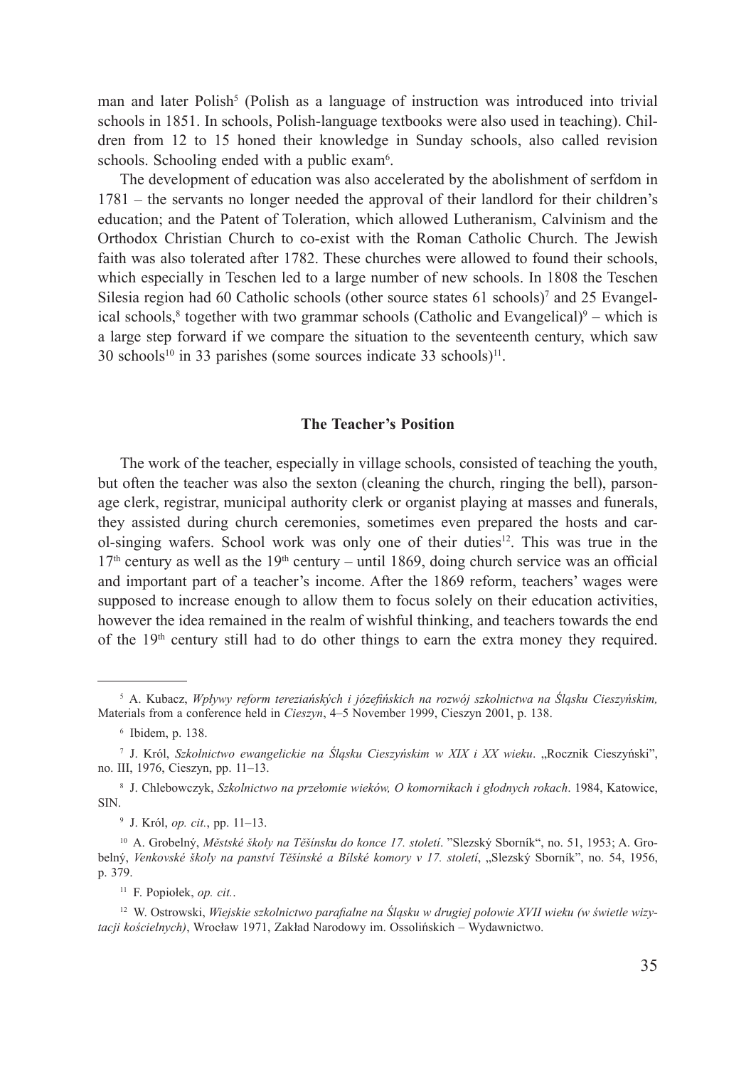man and later Polish[5] (Polish as a language of instruction was introduced into trivial schools in 1851. In schools, Polish-language textbooks were also used in teaching). Children from 12 to 15 honed their knowledge in Sunday schools, also called revision schools. Schooling ended with a public exam[6].

The development of education was also accelerated by the abolishment of serfdom in 1781 – the servants no longer needed the approval of their landlord for their children's education; and the Patent of Toleration, which allowed Lutheranism, Calvinism and the Orthodox Christian Church to co-exist with the Roman Catholic Church. The Jewish faith was also tolerated after 1782. These churches were allowed to found their schools, which especially in Teschen led to a large number of new schools. In 1808 the Teschen Silesia region had 60 Catholic schools (other source states 61 schools)[7] and 25 Evangelical schools,[8] together with two grammar schools (Catholic and Evangelical)[9] – which is a large step forward if we compare the situation to the seventeenth century, which saw 30 schools[10] in 33 parishes (some sources indicate 33 schools)[11].

## The Teacher's Position

The work of the teacher, especially in village schools, consisted of teaching the youth, but often the teacher was also the sexton (cleaning the church, ringing the bell), parsonage clerk, registrar, municipal authority clerk or organist playing at masses and funerals, they assisted during church ceremonies, sometimes even prepared the hosts and carol-singing wafers. School work was only one of their duties[12]. This was true in the 17th century as well as the 19th century – until 1869, doing church service was an official and important part of a teacher's income. After the 1869 reform, teachers' wages were supposed to increase enough to allow them to focus solely on their education activities, however the idea remained in the realm of wishful thinking, and teachers towards the end of the 19th century still had to do other things to earn the extra money they required.

---

[5] A. Kubacz, *Wpływy reform terezianśkých i józefińskich na rozwój szkolnictwa na Śląsku Cieszyńskim,* Materials from a conference held in *Cieszyn*, 4–5 November 1999, Cieszyn 2001, p. 138.

[6] Ibidem, p. 138.

[7] J. Król, *Szkolnictwo ewangelickie na Śląsku Cieszyńskim w XIX i XX wieku*. „Rocznik Cieszyński", no. III, 1976, Cieszyn, pp. 11–13.

[8] J. Chlebowczyk, *Szkolnictwo na przełomie wieków, O komornikach i głodnych rokach*. 1984, Katowice, SIN.

[9] J. Król, *op. cit.*, pp. 11–13.

[10] A. Grobelný, *Městské školy na Těšínsku do konce 17. století*. "Slezský Sborník", no. 51, 1953; A. Grobelný, *Venkovské školy na panství Těšínské a Bílské komory v 17. století*, „Slezský Sborník", no. 54, 1956, p. 379.

[11] F. Popiołek, *op. cit.*.

[12] W. Ostrowski, *Wiejskie szkolnictwo parafialne na Śląsku w drugiej połowie XVII wieku (w świetle wizytacji kościelnych)*, Wrocław 1971, Zakład Narodowy im. Ossolińskich – Wydawnictwo.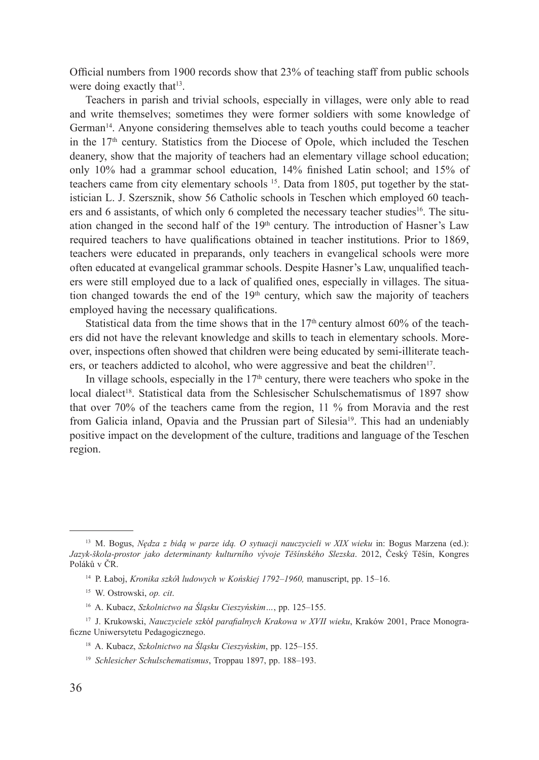Official numbers from 1900 records show that 23% of teaching staff from public schools were doing exactly that[13].

Teachers in parish and trivial schools, especially in villages, were only able to read and write themselves; sometimes they were former soldiers with some knowledge of German[14]. Anyone considering themselves able to teach youths could become a teacher in the 17th century. Statistics from the Diocese of Opole, which included the Teschen deanery, show that the majority of teachers had an elementary village school education; only 10% had a grammar school education, 14% finished Latin school; and 15% of teachers came from city elementary schools [15]. Data from 1805, put together by the statistician L. J. Szersznik, show 56 Catholic schools in Teschen which employed 60 teachers and 6 assistants, of which only 6 completed the necessary teacher studies[16]. The situation changed in the second half of the 19th century. The introduction of Hasner's Law required teachers to have qualifications obtained in teacher institutions. Prior to 1869, teachers were educated in preparands, only teachers in evangelical schools were more often educated at evangelical grammar schools. Despite Hasner's Law, unqualified teachers were still employed due to a lack of qualified ones, especially in villages. The situation changed towards the end of the 19th century, which saw the majority of teachers employed having the necessary qualifications.

Statistical data from the time shows that in the 17th century almost 60% of the teachers did not have the relevant knowledge and skills to teach in elementary schools. Moreover, inspections often showed that children were being educated by semi-illiterate teachers, or teachers addicted to alcohol, who were aggressive and beat the children[17].

In village schools, especially in the 17th century, there were teachers who spoke in the local dialect[18]. Statistical data from the Schlesischer Schulschematismus of 1897 show that over 70% of the teachers came from the region, 11 % from Moravia and the rest from Galicia inland, Opavia and the Prussian part of Silesia[19]. This had an undeniably positive impact on the development of the culture, traditions and language of the Teschen region.

---

[13] M. Bogus, *Nędza z bidą w parze idą. O sytuacji nauczycieli w XIX wieku* in: Bogus Marzena (ed.): *Jazyk-škola-prostor jako determinanty kulturního vývoje Těšínského Slezska*. 2012, Český Těšín, Kongres Poláků v ČR.

[14] P. Łaboj, *Kronika szkół ludowych w Końskiej 1792–1960,* manuscript, pp. 15–16.

[15] W. Ostrowski, *op. cit*.

[16] A. Kubacz, *Szkolnictwo na Śląsku Cieszyńskim…*, pp. 125–155.

[17] J. Krukowski, *Nauczyciele szkół parafialnych Krakowa w XVII wieku*, Kraków 2001, Prace Monograficzne Uniwersytetu Pedagogicznego.

[18] A. Kubacz, *Szkolnictwo na Śląsku Cieszyńskim*, pp. 125–155.

[19] *Schlesicher Schulschematismus*, Troppau 1897, pp. 188–193.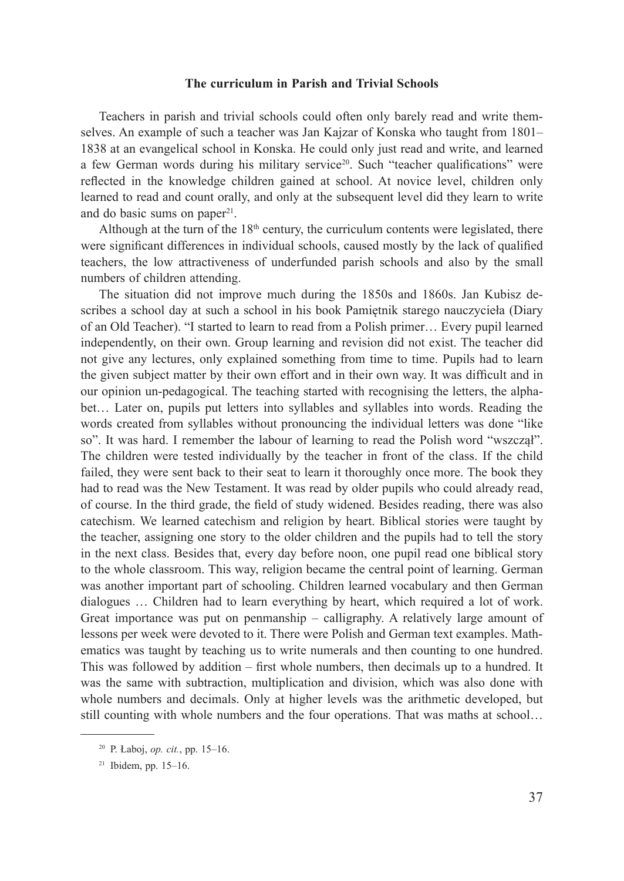### The curriculum in Parish and Trivial Schools

Teachers in parish and trivial schools could often only barely read and write themselves. An example of such a teacher was Jan Kajzar of Konska who taught from 1801–1838 at an evangelical school in Konska. He could only just read and write, and learned a few German words during his military service[20]. Such "teacher qualifications" were reflected in the knowledge children gained at school. At novice level, children only learned to read and count orally, and only at the subsequent level did they learn to write and do basic sums on paper[21].

Although at the turn of the 18th century, the curriculum contents were legislated, there were significant differences in individual schools, caused mostly by the lack of qualified teachers, the low attractiveness of underfunded parish schools and also by the small numbers of children attending.

The situation did not improve much during the 1850s and 1860s. Jan Kubisz describes a school day at such a school in his book Pamiętnik starego nauczyciela (Diary of an Old Teacher). "I started to learn to read from a Polish primer… Every pupil learned independently, on their own. Group learning and revision did not exist. The teacher did not give any lectures, only explained something from time to time. Pupils had to learn the given subject matter by their own effort and in their own way. It was difficult and in our opinion un-pedagogical. The teaching started with recognising the letters, the alphabet… Later on, pupils put letters into syllables and syllables into words. Reading the words created from syllables without pronouncing the individual letters was done "like so". It was hard. I remember the labour of learning to read the Polish word "wszczął". The children were tested individually by the teacher in front of the class. If the child failed, they were sent back to their seat to learn it thoroughly once more. The book they had to read was the New Testament. It was read by older pupils who could already read, of course. In the third grade, the field of study widened. Besides reading, there was also catechism. We learned catechism and religion by heart. Biblical stories were taught by the teacher, assigning one story to the older children and the pupils had to tell the story in the next class. Besides that, every day before noon, one pupil read one biblical story to the whole classroom. This way, religion became the central point of learning. German was another important part of schooling. Children learned vocabulary and then German dialogues … Children had to learn everything by heart, which required a lot of work. Great importance was put on penmanship – calligraphy. A relatively large amount of lessons per week were devoted to it. There were Polish and German text examples. Mathematics was taught by teaching us to write numerals and then counting to one hundred. This was followed by addition – first whole numbers, then decimals up to a hundred. It was the same with subtraction, multiplication and division, which was also done with whole numbers and decimals. Only at higher levels was the arithmetic developed, but still counting with whole numbers and the four operations. That was maths at school…

---

[20] P. Łaboj, *op. cit.*, pp. 15–16.

[21] Ibidem, pp. 15–16.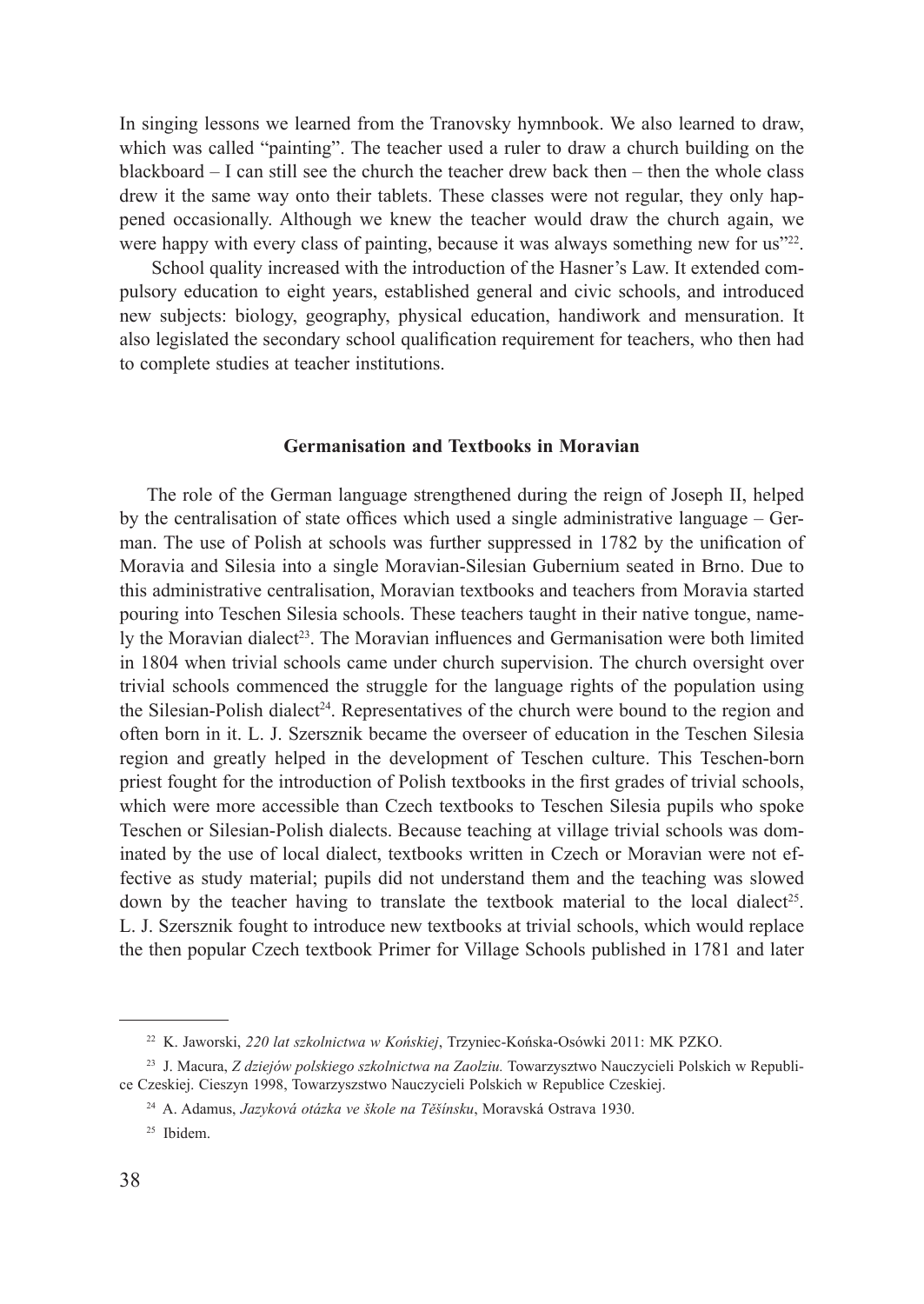In singing lessons we learned from the Tranovsky hymnbook. We also learned to draw, which was called "painting". The teacher used a ruler to draw a church building on the blackboard – I can still see the church the teacher drew back then – then the whole class drew it the same way onto their tablets. These classes were not regular, they only happened occasionally. Although we knew the teacher would draw the church again, we were happy with every class of painting, because it was always something new for us"[22].

School quality increased with the introduction of the Hasner's Law. It extended compulsory education to eight years, established general and civic schools, and introduced new subjects: biology, geography, physical education, handiwork and mensuration. It also legislated the secondary school qualification requirement for teachers, who then had to complete studies at teacher institutions.

## Germanisation and Textbooks in Moravian

The role of the German language strengthened during the reign of Joseph II, helped by the centralisation of state offices which used a single administrative language – German. The use of Polish at schools was further suppressed in 1782 by the unification of Moravia and Silesia into a single Moravian-Silesian Gubernium seated in Brno. Due to this administrative centralisation, Moravian textbooks and teachers from Moravia started pouring into Teschen Silesia schools. These teachers taught in their native tongue, namely the Moravian dialect[23]. The Moravian influences and Germanisation were both limited in 1804 when trivial schools came under church supervision. The church oversight over trivial schools commenced the struggle for the language rights of the population using the Silesian-Polish dialect[24]. Representatives of the church were bound to the region and often born in it. L. J. Szersznik became the overseer of education in the Teschen Silesia region and greatly helped in the development of Teschen culture. This Teschen-born priest fought for the introduction of Polish textbooks in the first grades of trivial schools, which were more accessible than Czech textbooks to Teschen Silesia pupils who spoke Teschen or Silesian-Polish dialects. Because teaching at village trivial schools was dominated by the use of local dialect, textbooks written in Czech or Moravian were not effective as study material; pupils did not understand them and the teaching was slowed down by the teacher having to translate the textbook material to the local dialect[25]. L. J. Szersznik fought to introduce new textbooks at trivial schools, which would replace the then popular Czech textbook Primer for Village Schools published in 1781 and later

---

[22] K. Jaworski, *220 lat szkolnictwa w Końskiej*, Trzyniec-Końska-Osówki 2011: MK PZKO.

[23] J. Macura, *Z dziejów polskiego szkolnictwa na Zaolziu.* Towarzysztwo Nauczycieli Polskich w Republice Czeskiej. Cieszyn 1998, Towarzyszstwo Nauczycieli Polskich w Republice Czeskiej.

[24] A. Adamus, *Jazyková otázka ve škole na Těšínsku*, Moravská Ostrava 1930.

[25] Ibidem.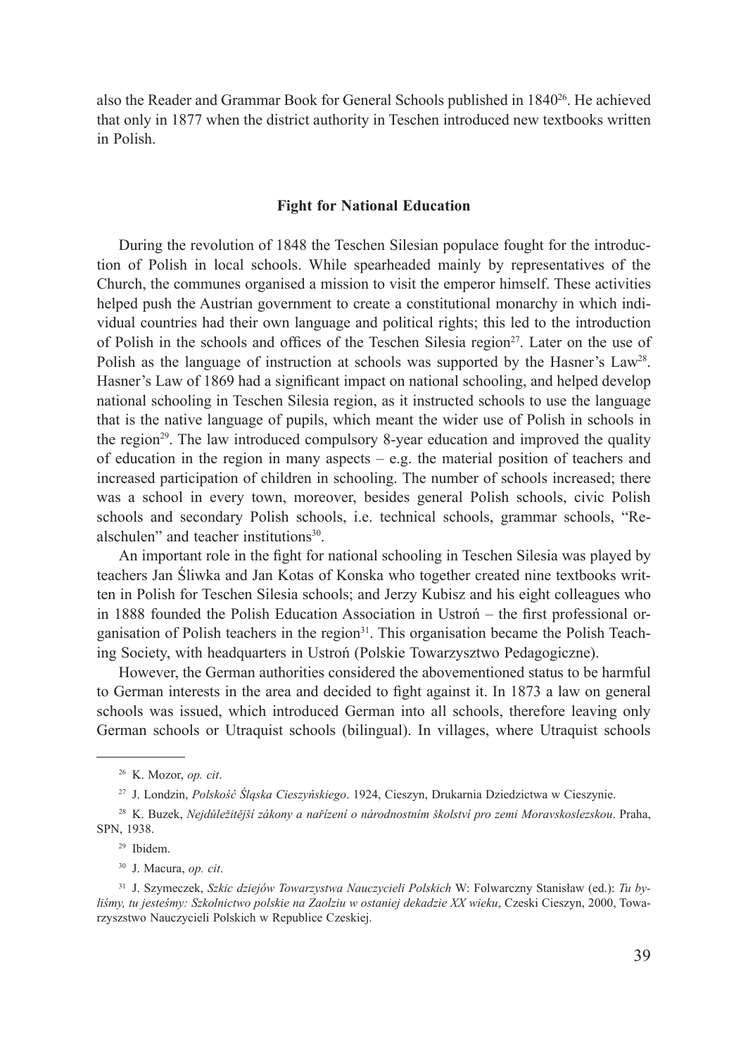also the Reader and Grammar Book for General Schools published in 1840[26]. He achieved that only in 1877 when the district authority in Teschen introduced new textbooks written in Polish.

## Fight for National Education

During the revolution of 1848 the Teschen Silesian populace fought for the introduction of Polish in local schools. While spearheaded mainly by representatives of the Church, the communes organised a mission to visit the emperor himself. These activities helped push the Austrian government to create a constitutional monarchy in which individual countries had their own language and political rights; this led to the introduction of Polish in the schools and offices of the Teschen Silesia region[27]. Later on the use of Polish as the language of instruction at schools was supported by the Hasner's Law[28]. Hasner's Law of 1869 had a significant impact on national schooling, and helped develop national schooling in Teschen Silesia region, as it instructed schools to use the language that is the native language of pupils, which meant the wider use of Polish in schools in the region[29]. The law introduced compulsory 8-year education and improved the quality of education in the region in many aspects – e.g. the material position of teachers and increased participation of children in schooling. The number of schools increased; there was a school in every town, moreover, besides general Polish schools, civic Polish schools and secondary Polish schools, i.e. technical schools, grammar schools, "Realschulen" and teacher institutions[30].

An important role in the fight for national schooling in Teschen Silesia was played by teachers Jan Śliwka and Jan Kotas of Konska who together created nine textbooks written in Polish for Teschen Silesia schools; and Jerzy Kubisz and his eight colleagues who in 1888 founded the Polish Education Association in Ustroń – the first professional organisation of Polish teachers in the region[31]. This organisation became the Polish Teaching Society, with headquarters in Ustroń (Polskie Towarzysztwo Pedagogiczne).

However, the German authorities considered the abovementioned status to be harmful to German interests in the area and decided to fight against it. In 1873 a law on general schools was issued, which introduced German into all schools, therefore leaving only German schools or Utraquist schools (bilingual). In villages, where Utraquist schools

---

[26] K. Mozor, *op. cit*.

[27] J. Londzin, *Polskość Śląska Cieszyńskiego*. 1924, Cieszyn, Drukarnia Dziedzictwa w Cieszynie.

[28] K. Buzek, *Nejdůležitější zákony a nařízení o národnostním školství pro zemi Moravskoslezskou*. Praha, SPN, 1938.

[29] Ibidem.

[30] J. Macura, *op. cit*.

[31] J. Szymeczek, *Szkic dziejów Towarzystwa Nauczycieli Polskich* W: Folwarczny Stanisław (ed.): *Tu byliśmy, tu jesteśmy: Szkolnictwo polskie na Zaolziu w ostaniej dekadzie XX wieku*, Czeski Cieszyn, 2000, Towarzyszstwo Nauczycieli Polskich w Republice Czeskiej.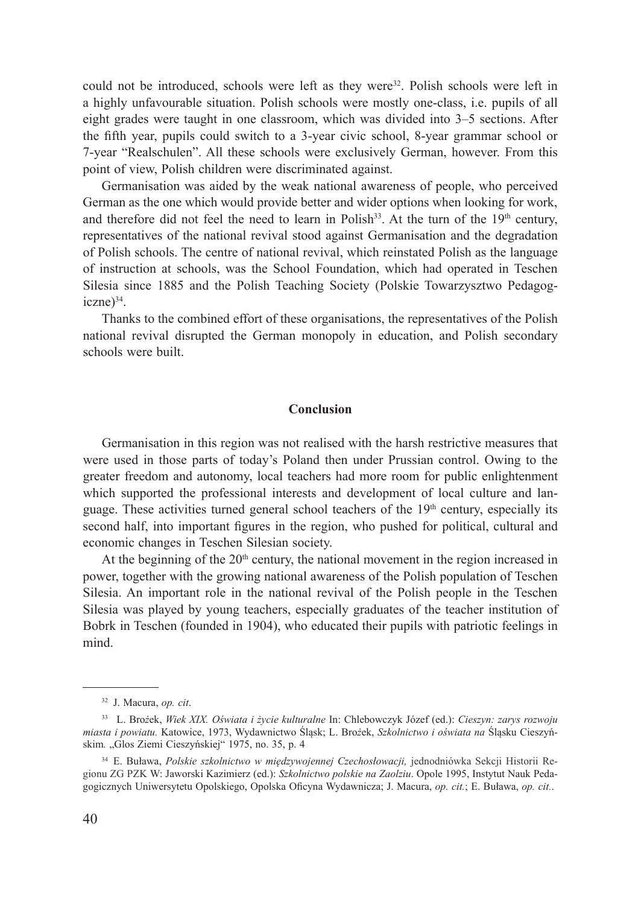could not be introduced, schools were left as they were[32]. Polish schools were left in a highly unfavourable situation. Polish schools were mostly one-class, i.e. pupils of all eight grades were taught in one classroom, which was divided into 3–5 sections. After the fifth year, pupils could switch to a 3-year civic school, 8-year grammar school or 7-year "Realschulen". All these schools were exclusively German, however. From this point of view, Polish children were discriminated against.

Germanisation was aided by the weak national awareness of people, who perceived German as the one which would provide better and wider options when looking for work, and therefore did not feel the need to learn in Polish[33]. At the turn of the 19th century, representatives of the national revival stood against Germanisation and the degradation of Polish schools. The centre of national revival, which reinstated Polish as the language of instruction at schools, was the School Foundation, which had operated in Teschen Silesia since 1885 and the Polish Teaching Society (Polskie Towarzysztwo Pedagogiczne)[34].

Thanks to the combined effort of these organisations, the representatives of the Polish national revival disrupted the German monopoly in education, and Polish secondary schools were built.

## Conclusion

Germanisation in this region was not realised with the harsh restrictive measures that were used in those parts of today's Poland then under Prussian control. Owing to the greater freedom and autonomy, local teachers had more room for public enlightenment which supported the professional interests and development of local culture and language. These activities turned general school teachers of the 19th century, especially its second half, into important figures in the region, who pushed for political, cultural and economic changes in Teschen Silesian society.

At the beginning of the 20th century, the national movement in the region increased in power, together with the growing national awareness of the Polish population of Teschen Silesia. An important role in the national revival of the Polish people in the Teschen Silesia was played by young teachers, especially graduates of the teacher institution of Bobrk in Teschen (founded in 1904), who educated their pupils with patriotic feelings in mind.

---

[32] J. Macura, *op. cit*.

[33] L. Brożek, *Wiek XIX. Oświata i życie kulturalne* In: Chlebowczyk Józef (ed.): *Cieszyn: zarys rozwoju miasta i powiatu.* Katowice, 1973, Wydawnictwo Śląsk; L. Brożek, *Szkolnictwo i oświata na* Śląsku Cieszyńskim*.* „Glos Ziemi Cieszyńskiej" 1975, no. 35, p. 4

[34] E. Buława, *Polskie szkolnictwo w międzywojennej Czechosłowacji,* jednodniówka Sekcji Historii Regionu ZG PZK W: Jaworski Kazimierz (ed.): *Szkolnictwo polskie na Zaolziu*. Opole 1995, Instytut Nauk Pedagogicznych Uniwersytetu Opolskiego, Opolska Oficyna Wydawnicza; J. Macura, *op. cit.*; E. Buława, *op. cit.*.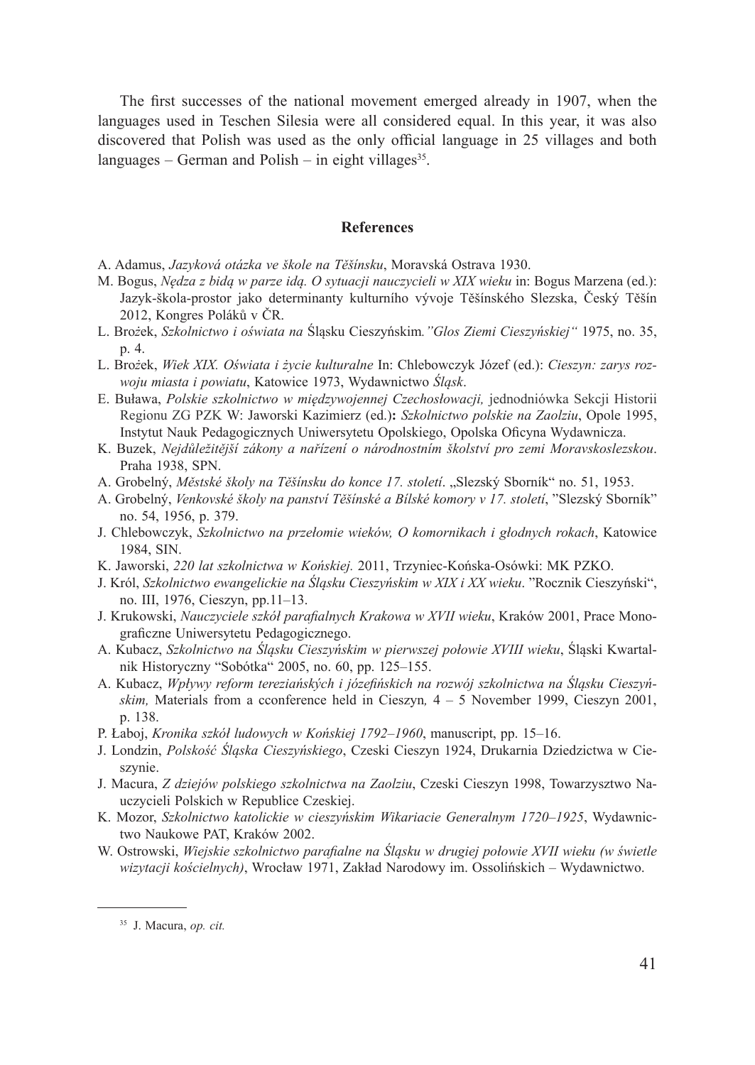The first successes of the national movement emerged already in 1907, when the languages used in Teschen Silesia were all considered equal. In this year, it was also discovered that Polish was used as the only official language in 25 villages and both languages – German and Polish – in eight villages[35].

## References

A. Adamus, *Jazyková otázka ve škole na Těšínsku*, Moravská Ostrava 1930.

M. Bogus, *Nędza z bidą w parze idą. O sytuacji nauczycieli w XIX wieku* in: Bogus Marzena (ed.): Jazyk-škola-prostor jako determinanty kulturního vývoje Těšínského Slezska, Český Těšín 2012, Kongres Poláků v ČR.

L. Brożek, *Szkolnictwo i oświata na* Śląsku Cieszyńskim*."Glos Ziemi Cieszyńskiej"* 1975, no. 35, p. 4.

L. Brożek, *Wiek XIX. Oświata i życie kulturalne* In: Chlebowczyk Józef (ed.): *Cieszyn: zarys rozwoju miasta i powiatu*, Katowice 1973, Wydawnictwo *Śląsk*.

E. Buława, *Polskie szkolnictwo w międzywojennej Czechosłowacji,* jednodniówka Sekcji Historii Regionu ZG PZK W: Jaworski Kazimierz (ed.)**:** *Szkolnictwo polskie na Zaolziu*, Opole 1995, Instytut Nauk Pedagogicznych Uniwersytetu Opolskiego, Opolska Oficyna Wydawnicza.

K. Buzek, *Nejdůležitější zákony a nařízení o národnostním školství pro zemi Moravskoslezskou*. Praha 1938, SPN.

A. Grobelný, *Městské školy na Těšínsku do konce 17. století*. „Slezský Sborník" no. 51, 1953.

A. Grobelný, *Venkovské školy na panství Těšínské a Bílské komory v 17. století*, "Slezský Sborník" no. 54, 1956, p. 379.

J. Chlebowczyk, *Szkolnictwo na przełomie wieków, O komornikach i głodnych rokach*, Katowice 1984, SIN.

K. Jaworski, *220 lat szkolnictwa w Końskiej.* 2011, Trzyniec-Końska-Osówki: MK PZKO.

J. Król, *Szkolnictwo ewangelickie na Śląsku Cieszyńskim w XIX i XX wieku*. "Rocznik Cieszyński", no. III, 1976, Cieszyn, pp.11–13.

J. Krukowski, *Nauczyciele szkół parafialnych Krakowa w XVII wieku*, Kraków 2001, Prace Monograficzne Uniwersytetu Pedagogicznego.

A. Kubacz, *Szkolnictwo na Śląsku Cieszyńskim w pierwszej połowie XVIII wieku*, Śląski Kwartalnik Historyczny "Sobótka" 2005, no. 60, pp. 125–155.

A. Kubacz, *Wpływy reform tereziańských i józefińskich na rozwój szkolnictwa na Śląsku Cieszyńskim,* Materials from a cconference held in Cieszyn*,* 4 – 5 November 1999, Cieszyn 2001, p. 138.

P. Łaboj, *Kronika szkół ludowych w Końskiej 1792–1960*, manuscript, pp. 15–16.

J. Londzin, *Polskość Śląska Cieszyńskiego*, Czeski Cieszyn 1924, Drukarnia Dziedzictwa w Cieszynie.

J. Macura, *Z dziejów polskiego szkolnictwa na Zaolziu*, Czeski Cieszyn 1998, Towarzysztwo Nauczycieli Polskich w Republice Czeskiej.

K. Mozor, *Szkolnictwo katolickie w cieszyńskim Wikariacie Generalnym 1720–1925*, Wydawnictwo Naukowe PAT, Kraków 2002.

W. Ostrowski, *Wiejskie szkolnictwo parafialne na Śląsku w drugiej połowie XVII wieku (w świetle wizytacji kościelnych)*, Wrocław 1971, Zakład Narodowy im. Ossolińskich – Wydawnictwo.

---

[35] J. Macura, *op. cit.*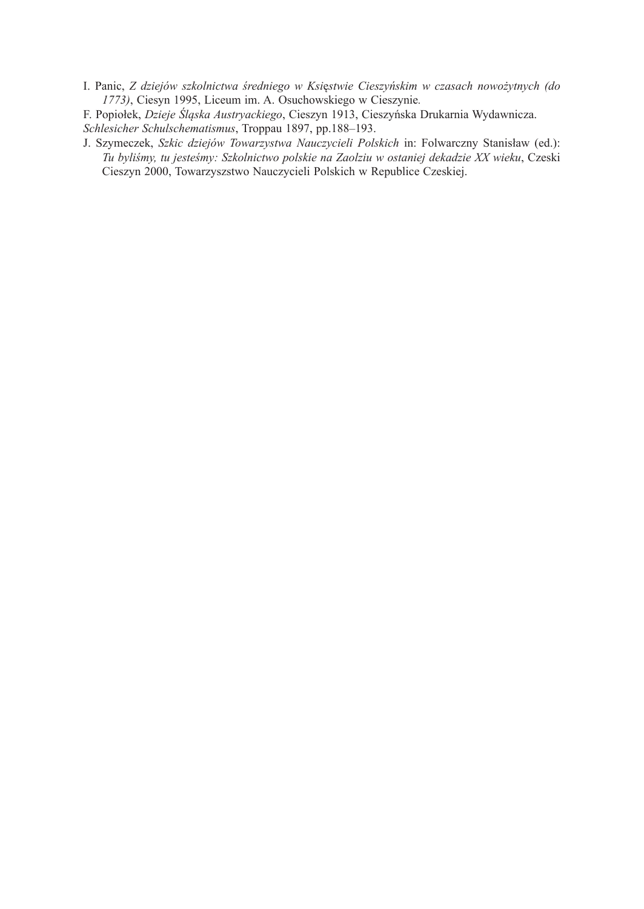I. Panic, *Z dziejów szkolnictwa średniego w Księstwie Cieszyńskim w czasach nowożytnych (do 1773)*, Ciesyn 1995, Liceum im. A. Osuchowskiego w Cieszynie.

F. Popiołek, *Dzieje Śląska Austryackiego*, Cieszyn 1913, Cieszyńska Drukarnia Wydawnicza.

*Schlesicher Schulschematismus*, Troppau 1897, pp.188–193.

J. Szymeczek, *Szkic dziejów Towarzystwa Nauczycieli Polskich* in: Folwarczny Stanisław (ed.): *Tu byliśmy, tu jesteśmy: Szkolnictwo polskie na Zaolziu w ostaniej dekadzie XX wieku*, Czeski Cieszyn 2000, Towarzyszstwo Nauczycieli Polskich w Republice Czeskiej.